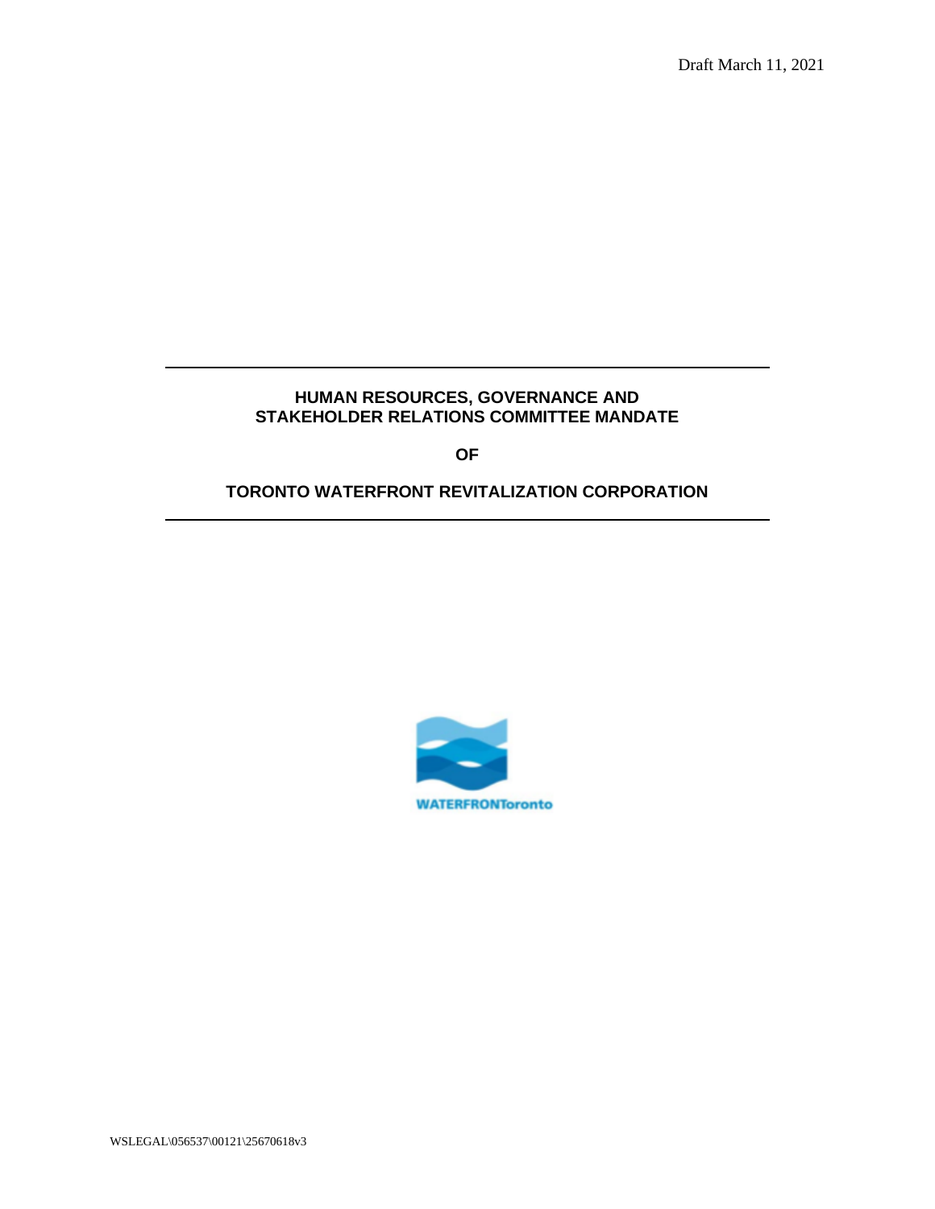Draft March 11, 2021

# HUMAN RESOURCES, GOVERNANCE AND STAKEHOLDER RELATIONS COMMITTEE MANDATE

**OF**

# TORONTO WATERFRONT REVITALIZATION CORPORATION

WATERFRONToronto

WSLEGAL\056537\00121\25670618v3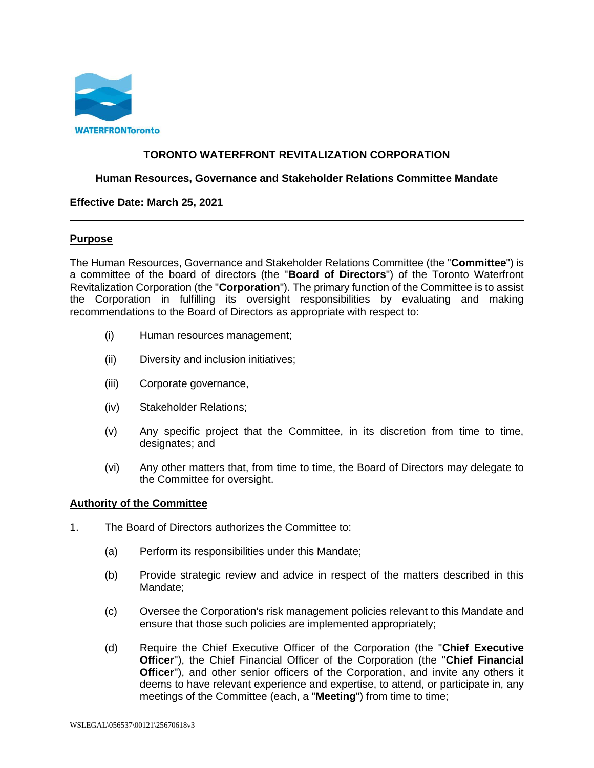**TORONTO WATERFRONT REVITALIZATION CORPORATION**

**Human Resources, Governance and Stakeholder Relations Committee Mandate**

**Effective Date: March 25, 2021**

---

## Purpose

The Human Resources, Governance and Stakeholder Relations Committee (the "**Committee**") is a committee of the board of directors (the "**Board of Directors**") of the Toronto Waterfront Revitalization Corporation (the "**Corporation**"). The primary function of the Committee is to assist the Corporation in fulfilling its oversight responsibilities by evaluating and making recommendations to the Board of Directors as appropriate with respect to:

(i) Human resources management;

(ii) Diversity and inclusion initiatives;

(iii) Corporate governance,

(iv) Stakeholder Relations;

(v) Any specific project that the Committee, in its discretion from time to time, designates; and

(vi) Any other matters that, from time to time, the Board of Directors may delegate to the Committee for oversight.

## Authority of the Committee

1. The Board of Directors authorizes the Committee to:

   (a) Perform its responsibilities under this Mandate;

   (b) Provide strategic review and advice in respect of the matters described in this Mandate;

   (c) Oversee the Corporation's risk management policies relevant to this Mandate and ensure that those such policies are implemented appropriately;

   (d) Require the Chief Executive Officer of the Corporation (the "**Chief Executive Officer**"), the Chief Financial Officer of the Corporation (the "**Chief Financial Officer**"), and other senior officers of the Corporation, and invite any others it deems to have relevant experience and expertise, to attend, or participate in, any meetings of the Committee (each, a "**Meeting**") from time to time;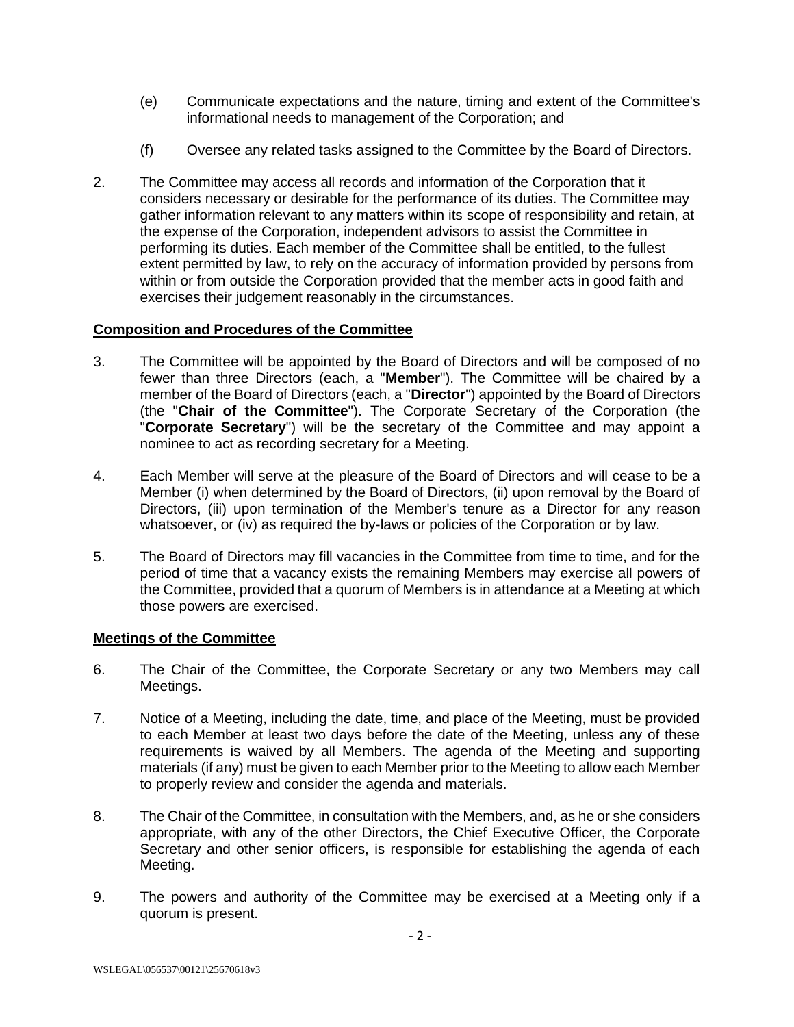(e) Communicate expectations and the nature, timing and extent of the Committee's informational needs to management of the Corporation; and

(f) Oversee any related tasks assigned to the Committee by the Board of Directors.

2. The Committee may access all records and information of the Corporation that it considers necessary or desirable for the performance of its duties. The Committee may gather information relevant to any matters within its scope of responsibility and retain, at the expense of the Corporation, independent advisors to assist the Committee in performing its duties. Each member of the Committee shall be entitled, to the fullest extent permitted by law, to rely on the accuracy of information provided by persons from within or from outside the Corporation provided that the member acts in good faith and exercises their judgement reasonably in the circumstances.

**Composition and Procedures of the Committee**

3. The Committee will be appointed by the Board of Directors and will be composed of no fewer than three Directors (each, a "**Member**"). The Committee will be chaired by a member of the Board of Directors (each, a "**Director**") appointed by the Board of Directors (the "**Chair of the Committee**"). The Corporate Secretary of the Corporation (the "**Corporate Secretary**") will be the secretary of the Committee and may appoint a nominee to act as recording secretary for a Meeting.

4. Each Member will serve at the pleasure of the Board of Directors and will cease to be a Member (i) when determined by the Board of Directors, (ii) upon removal by the Board of Directors, (iii) upon termination of the Member's tenure as a Director for any reason whatsoever, or (iv) as required the by-laws or policies of the Corporation or by law.

5. The Board of Directors may fill vacancies in the Committee from time to time, and for the period of time that a vacancy exists the remaining Members may exercise all powers of the Committee, provided that a quorum of Members is in attendance at a Meeting at which those powers are exercised.

**Meetings of the Committee**

6. The Chair of the Committee, the Corporate Secretary or any two Members may call Meetings.

7. Notice of a Meeting, including the date, time, and place of the Meeting, must be provided to each Member at least two days before the date of the Meeting, unless any of these requirements is waived by all Members. The agenda of the Meeting and supporting materials (if any) must be given to each Member prior to the Meeting to allow each Member to properly review and consider the agenda and materials.

8. The Chair of the Committee, in consultation with the Members, and, as he or she considers appropriate, with any of the other Directors, the Chief Executive Officer, the Corporate Secretary and other senior officers, is responsible for establishing the agenda of each Meeting.

9. The powers and authority of the Committee may be exercised at a Meeting only if a quorum is present.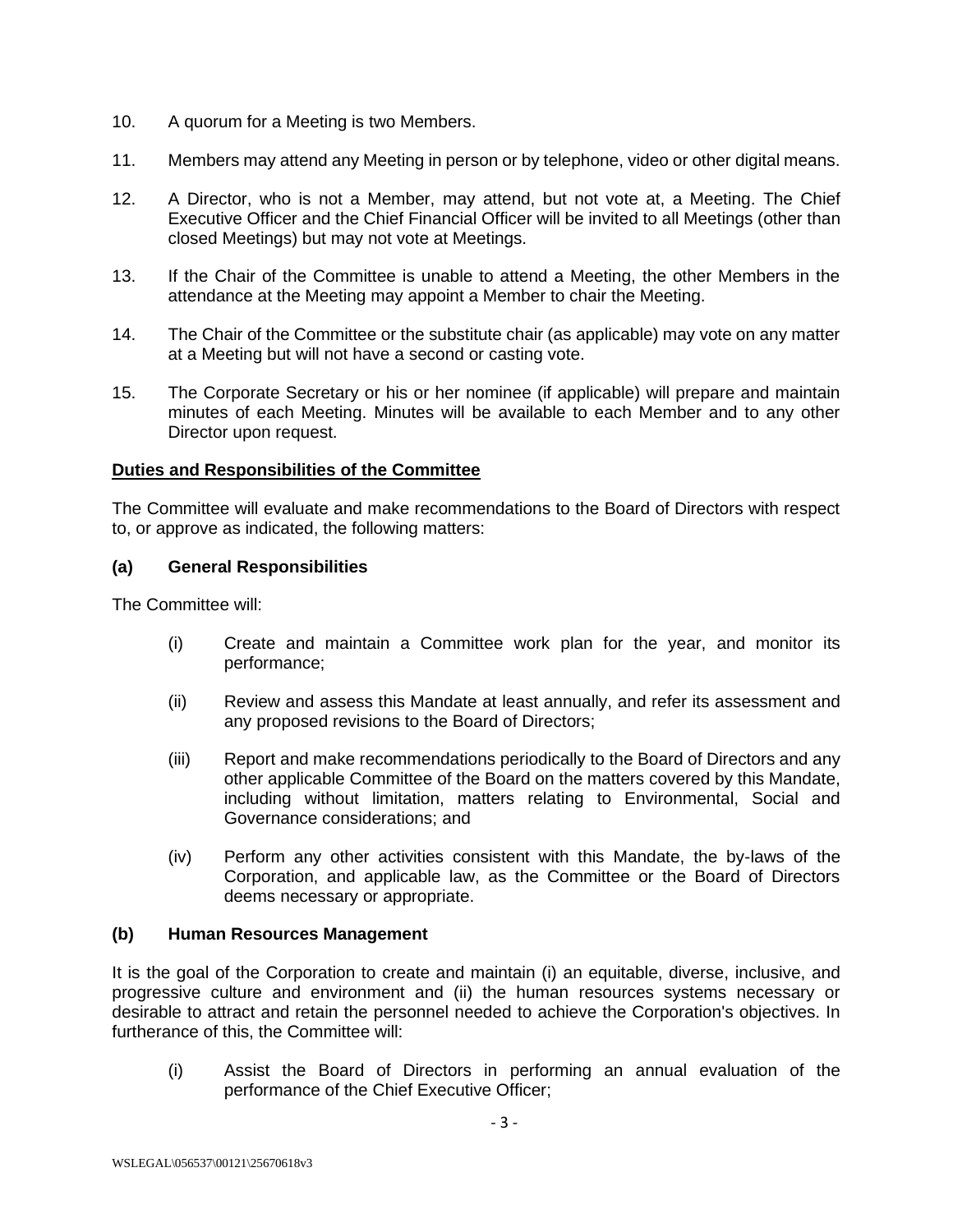10. A quorum for a Meeting is two Members.

11. Members may attend any Meeting in person or by telephone, video or other digital means.

12. A Director, who is not a Member, may attend, but not vote at, a Meeting. The Chief Executive Officer and the Chief Financial Officer will be invited to all Meetings (other than closed Meetings) but may not vote at Meetings.

13. If the Chair of the Committee is unable to attend a Meeting, the other Members in the attendance at the Meeting may appoint a Member to chair the Meeting.

14. The Chair of the Committee or the substitute chair (as applicable) may vote on any matter at a Meeting but will not have a second or casting vote.

15. The Corporate Secretary or his or her nominee (if applicable) will prepare and maintain minutes of each Meeting. Minutes will be available to each Member and to any other Director upon request.

## Duties and Responsibilities of the Committee

The Committee will evaluate and make recommendations to the Board of Directors with respect to, or approve as indicated, the following matters:

### (a) General Responsibilities

The Committee will:

(i) Create and maintain a Committee work plan for the year, and monitor its performance;

(ii) Review and assess this Mandate at least annually, and refer its assessment and any proposed revisions to the Board of Directors;

(iii) Report and make recommendations periodically to the Board of Directors and any other applicable Committee of the Board on the matters covered by this Mandate, including without limitation, matters relating to Environmental, Social and Governance considerations; and

(iv) Perform any other activities consistent with this Mandate, the by-laws of the Corporation, and applicable law, as the Committee or the Board of Directors deems necessary or appropriate.

### (b) Human Resources Management

It is the goal of the Corporation to create and maintain (i) an equitable, diverse, inclusive, and progressive culture and environment and (ii) the human resources systems necessary or desirable to attract and retain the personnel needed to achieve the Corporation's objectives. In furtherance of this, the Committee will:

(i) Assist the Board of Directors in performing an annual evaluation of the performance of the Chief Executive Officer;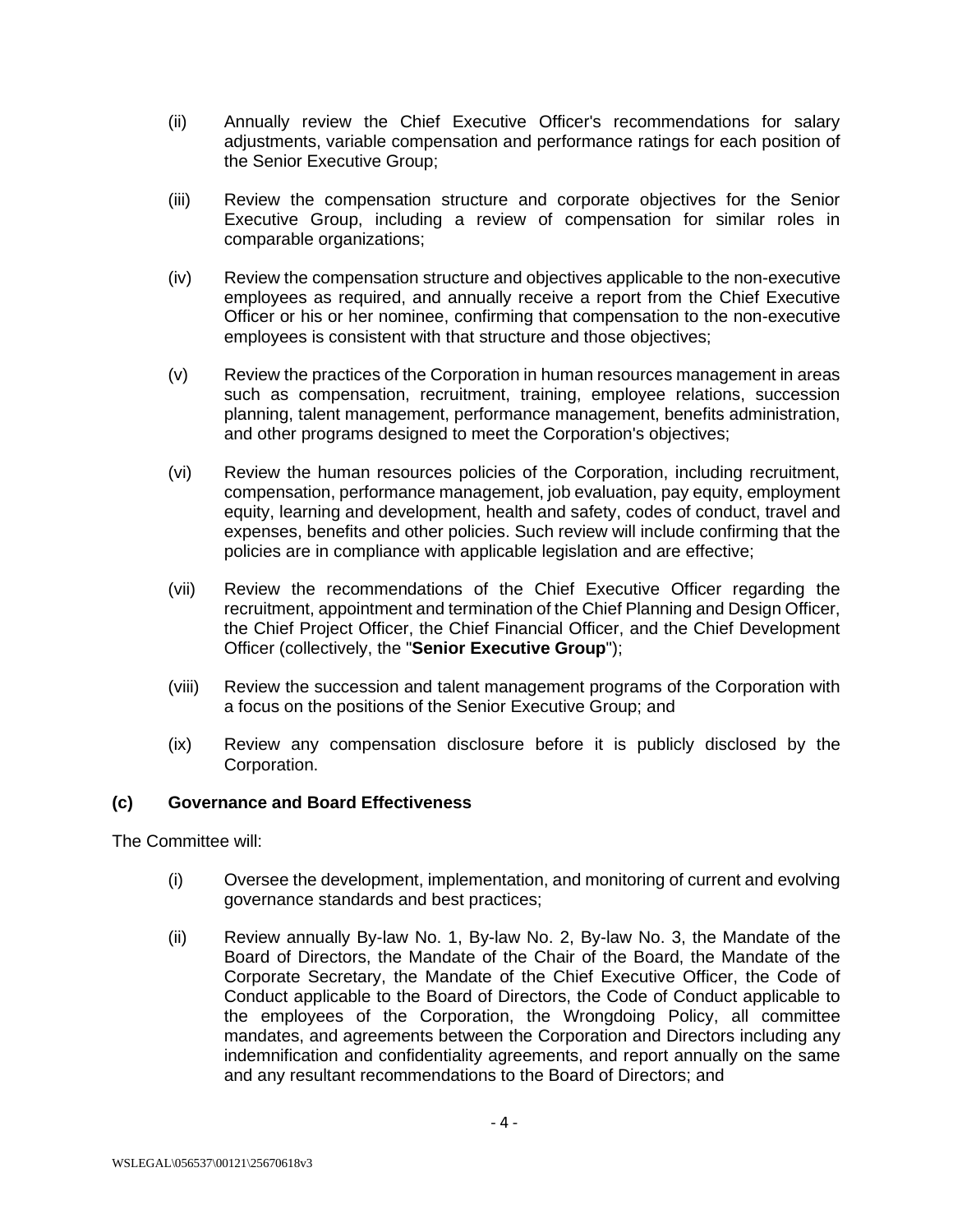(ii) Annually review the Chief Executive Officer's recommendations for salary adjustments, variable compensation and performance ratings for each position of the Senior Executive Group;

(iii) Review the compensation structure and corporate objectives for the Senior Executive Group, including a review of compensation for similar roles in comparable organizations;

(iv) Review the compensation structure and objectives applicable to the non-executive employees as required, and annually receive a report from the Chief Executive Officer or his or her nominee, confirming that compensation to the non-executive employees is consistent with that structure and those objectives;

(v) Review the practices of the Corporation in human resources management in areas such as compensation, recruitment, training, employee relations, succession planning, talent management, performance management, benefits administration, and other programs designed to meet the Corporation's objectives;

(vi) Review the human resources policies of the Corporation, including recruitment, compensation, performance management, job evaluation, pay equity, employment equity, learning and development, health and safety, codes of conduct, travel and expenses, benefits and other policies. Such review will include confirming that the policies are in compliance with applicable legislation and are effective;

(vii) Review the recommendations of the Chief Executive Officer regarding the recruitment, appointment and termination of the Chief Planning and Design Officer, the Chief Project Officer, the Chief Financial Officer, and the Chief Development Officer (collectively, the "**Senior Executive Group**");

(viii) Review the succession and talent management programs of the Corporation with a focus on the positions of the Senior Executive Group; and

(ix) Review any compensation disclosure before it is publicly disclosed by the Corporation.

### (c) Governance and Board Effectiveness

The Committee will:

(i) Oversee the development, implementation, and monitoring of current and evolving governance standards and best practices;

(ii) Review annually By-law No. 1, By-law No. 2, By-law No. 3, the Mandate of the Board of Directors, the Mandate of the Chair of the Board, the Mandate of the Corporate Secretary, the Mandate of the Chief Executive Officer, the Code of Conduct applicable to the Board of Directors, the Code of Conduct applicable to the employees of the Corporation, the Wrongdoing Policy, all committee mandates, and agreements between the Corporation and Directors including any indemnification and confidentiality agreements, and report annually on the same and any resultant recommendations to the Board of Directors; and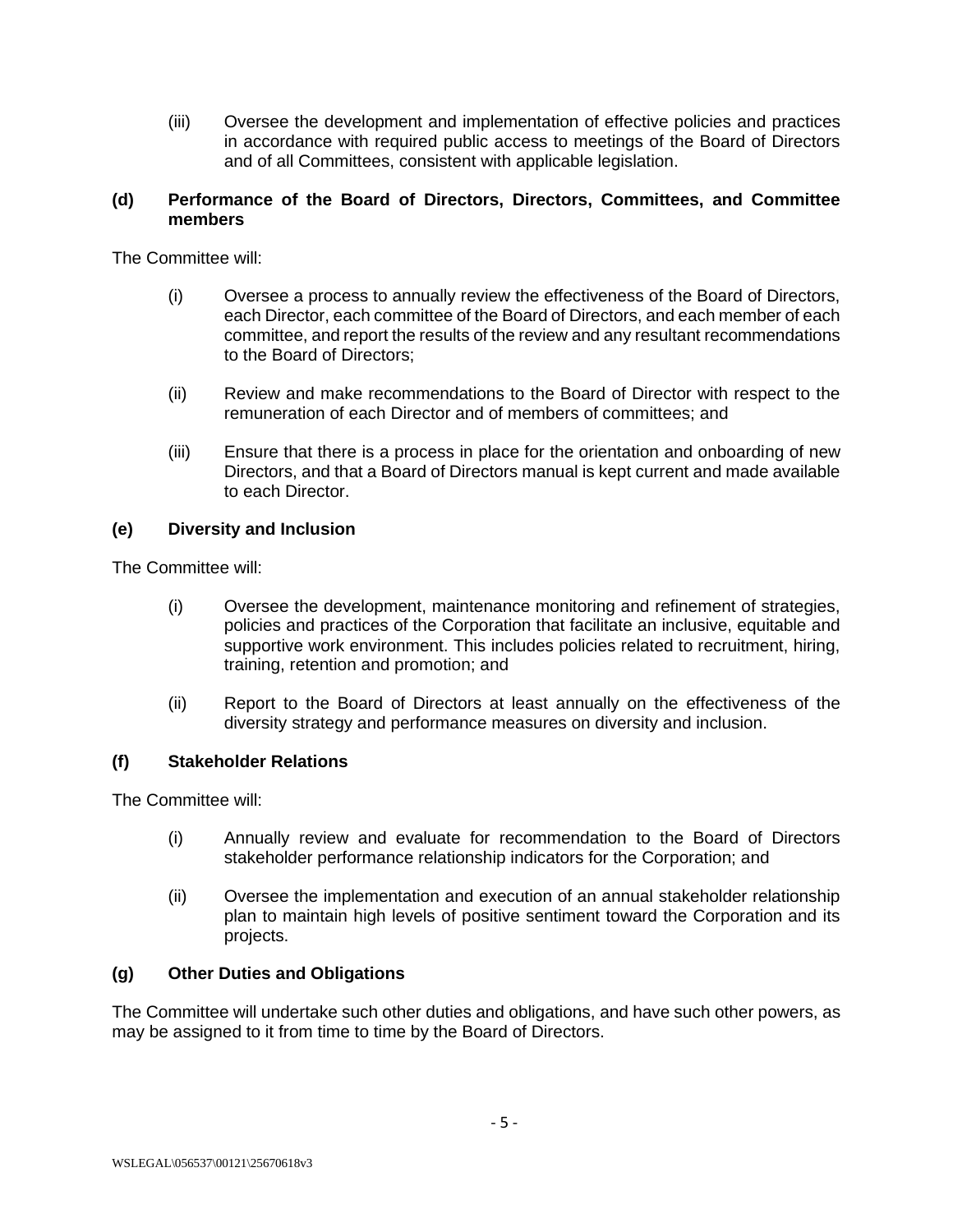(iii) Oversee the development and implementation of effective policies and practices in accordance with required public access to meetings of the Board of Directors and of all Committees, consistent with applicable legislation.

**(d) Performance of the Board of Directors, Directors, Committees, and Committee members**

The Committee will:

(i) Oversee a process to annually review the effectiveness of the Board of Directors, each Director, each committee of the Board of Directors, and each member of each committee, and report the results of the review and any resultant recommendations to the Board of Directors;

(ii) Review and make recommendations to the Board of Director with respect to the remuneration of each Director and of members of committees; and

(iii) Ensure that there is a process in place for the orientation and onboarding of new Directors, and that a Board of Directors manual is kept current and made available to each Director.

**(e) Diversity and Inclusion**

The Committee will:

(i) Oversee the development, maintenance monitoring and refinement of strategies, policies and practices of the Corporation that facilitate an inclusive, equitable and supportive work environment. This includes policies related to recruitment, hiring, training, retention and promotion; and

(ii) Report to the Board of Directors at least annually on the effectiveness of the diversity strategy and performance measures on diversity and inclusion.

**(f) Stakeholder Relations**

The Committee will:

(i) Annually review and evaluate for recommendation to the Board of Directors stakeholder performance relationship indicators for the Corporation; and

(ii) Oversee the implementation and execution of an annual stakeholder relationship plan to maintain high levels of positive sentiment toward the Corporation and its projects.

**(g) Other Duties and Obligations**

The Committee will undertake such other duties and obligations, and have such other powers, as may be assigned to it from time to time by the Board of Directors.

WSLEGAL\056537\00121\25670618v3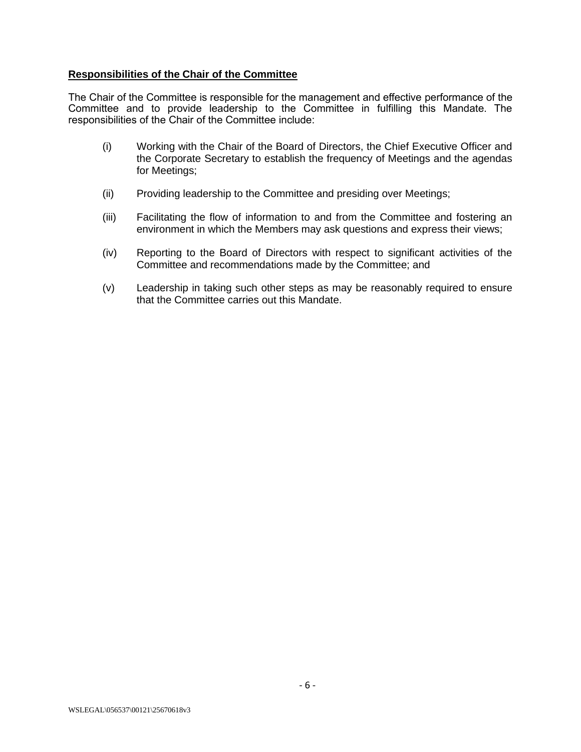## Responsibilities of the Chair of the Committee

The Chair of the Committee is responsible for the management and effective performance of the Committee and to provide leadership to the Committee in fulfilling this Mandate. The responsibilities of the Chair of the Committee include:

(i) Working with the Chair of the Board of Directors, the Chief Executive Officer and the Corporate Secretary to establish the frequency of Meetings and the agendas for Meetings;

(ii) Providing leadership to the Committee and presiding over Meetings;

(iii) Facilitating the flow of information to and from the Committee and fostering an environment in which the Members may ask questions and express their views;

(iv) Reporting to the Board of Directors with respect to significant activities of the Committee and recommendations made by the Committee; and

(v) Leadership in taking such other steps as may be reasonably required to ensure that the Committee carries out this Mandate.

WSLEGAL\056537\00121\25670618v3